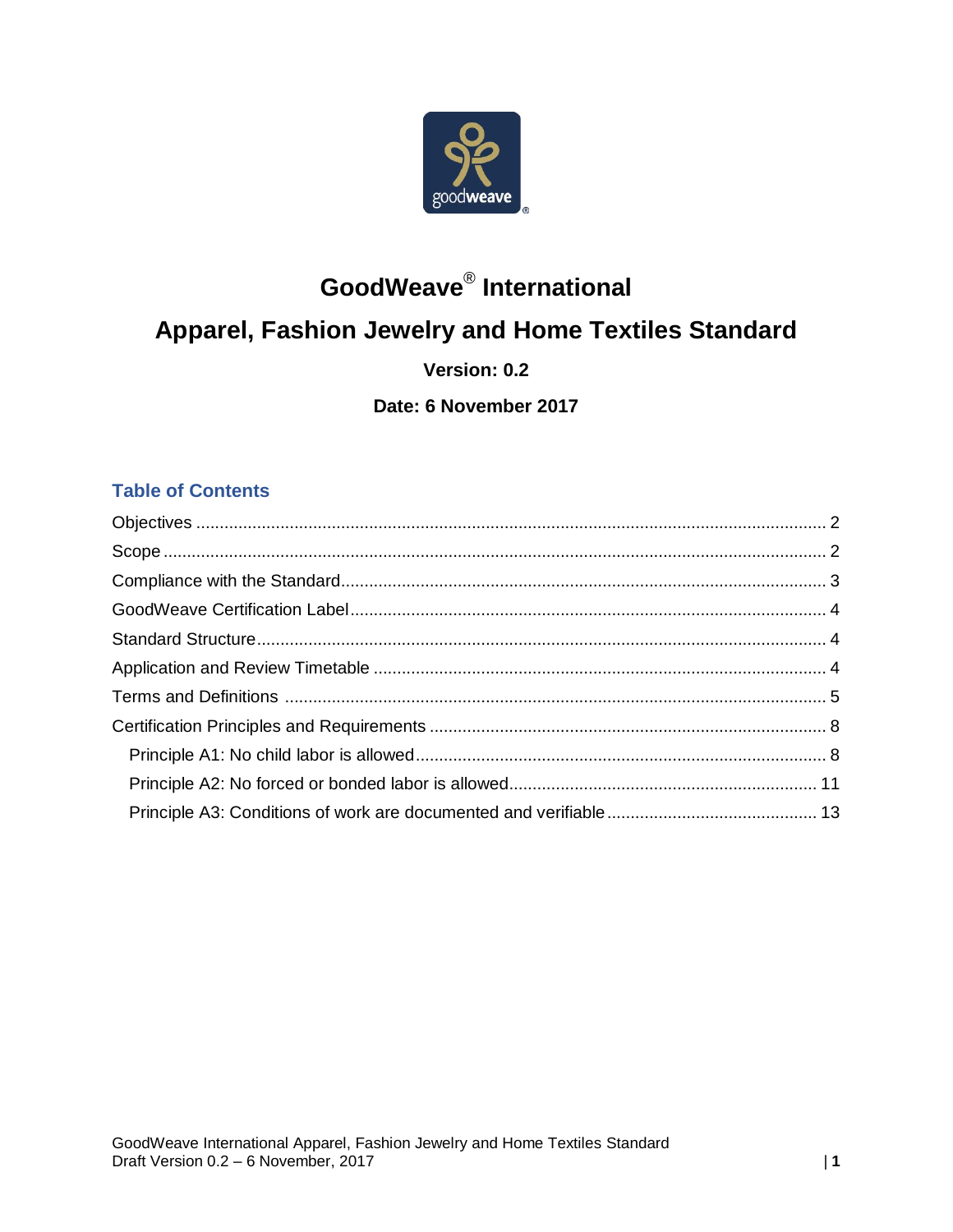# GoodWeave® International

# Apparel, Fashion Jewelry and Home Textiles Standard

**Version: 0.2**

**Date: 6 November 2017**

## Table of Contents

Objectives ..... 2
Scope ..... 2
Compliance with the Standard ..... 3
GoodWeave Certification Label ..... 4
Standard Structure ..... 4
Application and Review Timetable ..... 4
Terms and Definitions ..... 5
Certification Principles and Requirements ..... 8
- Principle A1: No child labor is allowed ..... 8
- Principle A2: No forced or bonded labor is allowed ..... 11
- Principle A3: Conditions of work are documented and verifiable ..... 13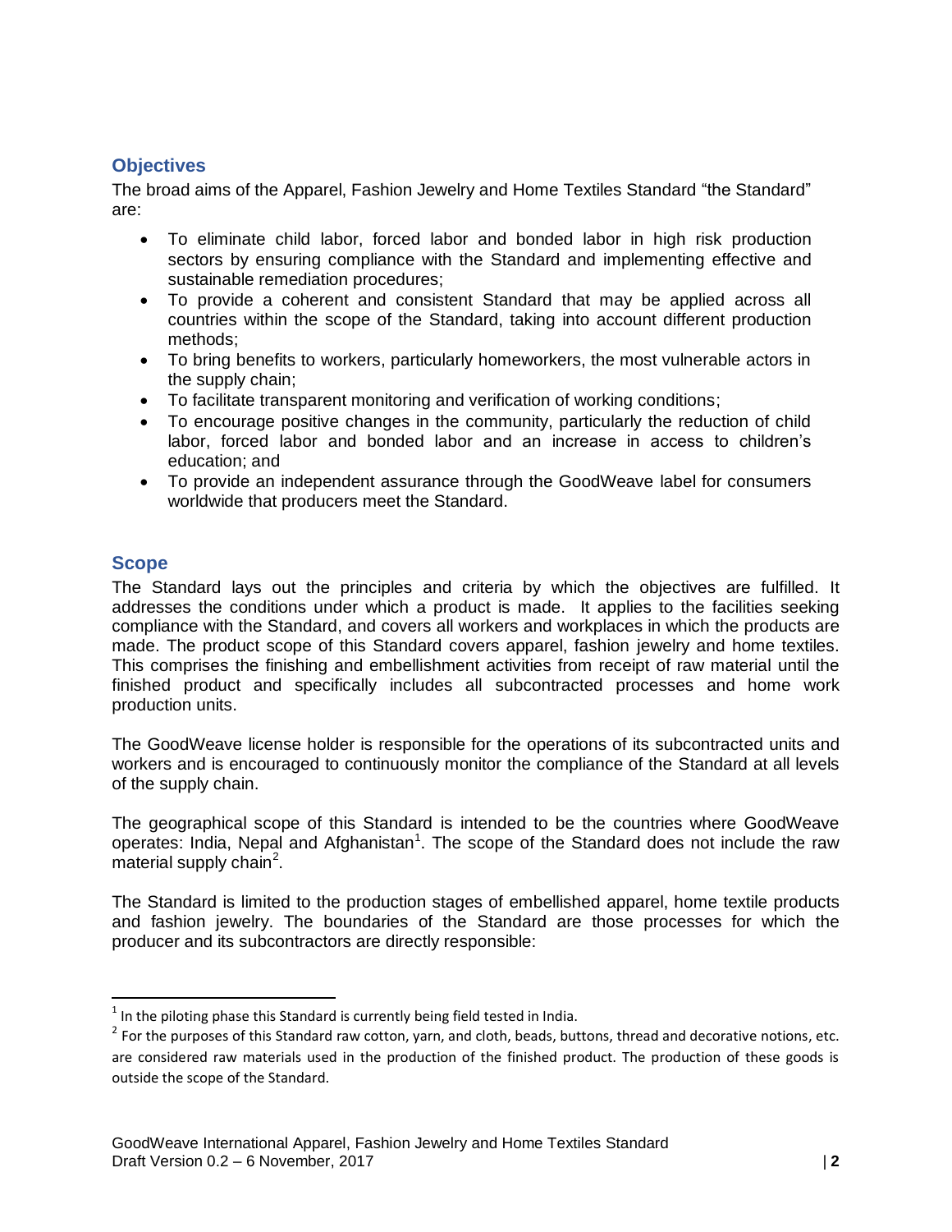## Objectives

The broad aims of the Apparel, Fashion Jewelry and Home Textiles Standard "the Standard" are:

- To eliminate child labor, forced labor and bonded labor in high risk production sectors by ensuring compliance with the Standard and implementing effective and sustainable remediation procedures;
- To provide a coherent and consistent Standard that may be applied across all countries within the scope of the Standard, taking into account different production methods;
- To bring benefits to workers, particularly homeworkers, the most vulnerable actors in the supply chain;
- To facilitate transparent monitoring and verification of working conditions;
- To encourage positive changes in the community, particularly the reduction of child labor, forced labor and bonded labor and an increase in access to children's education; and
- To provide an independent assurance through the GoodWeave label for consumers worldwide that producers meet the Standard.

## Scope

The Standard lays out the principles and criteria by which the objectives are fulfilled. It addresses the conditions under which a product is made. It applies to the facilities seeking compliance with the Standard, and covers all workers and workplaces in which the products are made. The product scope of this Standard covers apparel, fashion jewelry and home textiles. This comprises the finishing and embellishment activities from receipt of raw material until the finished product and specifically includes all subcontracted processes and home work production units.

The GoodWeave license holder is responsible for the operations of its subcontracted units and workers and is encouraged to continuously monitor the compliance of the Standard at all levels of the supply chain.

The geographical scope of this Standard is intended to be the countries where GoodWeave operates: India, Nepal and Afghanistan[1]. The scope of the Standard does not include the raw material supply chain[2].

The Standard is limited to the production stages of embellished apparel, home textile products and fashion jewelry. The boundaries of the Standard are those processes for which the producer and its subcontractors are directly responsible:

---

[1] In the piloting phase this Standard is currently being field tested in India.

[2] For the purposes of this Standard raw cotton, yarn, and cloth, beads, buttons, thread and decorative notions, etc. are considered raw materials used in the production of the finished product. The production of these goods is outside the scope of the Standard.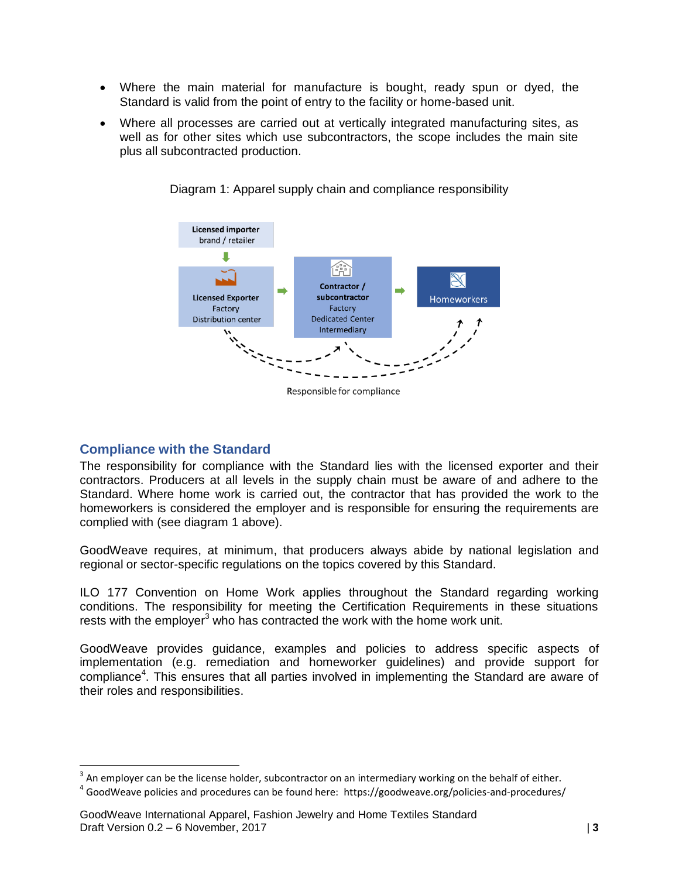- Where the main material for manufacture is bought, ready spun or dyed, the Standard is valid from the point of entry to the facility or home-based unit.
- Where all processes are carried out at vertically integrated manufacturing sites, as well as for other sites which use subcontractors, the scope includes the main site plus all subcontracted production.

Diagram 1: Apparel supply chain and compliance responsibility

Licensed importer brand / retailer

Licensed Exporter Factory Distribution center

Contractor / subcontractor Factory Dedicated Center Intermediary

Homeworkers

Responsible for compliance

## Compliance with the Standard

The responsibility for compliance with the Standard lies with the licensed exporter and their contractors. Producers at all levels in the supply chain must be aware of and adhere to the Standard. Where home work is carried out, the contractor that has provided the work to the homeworkers is considered the employer and is responsible for ensuring the requirements are complied with (see diagram 1 above).

GoodWeave requires, at minimum, that producers always abide by national legislation and regional or sector-specific regulations on the topics covered by this Standard.

ILO 177 Convention on Home Work applies throughout the Standard regarding working conditions. The responsibility for meeting the Certification Requirements in these situations rests with the employer[3] who has contracted the work with the home work unit.

GoodWeave provides guidance, examples and policies to address specific aspects of implementation (e.g. remediation and homeworker guidelines) and provide support for compliance[4]. This ensures that all parties involved in implementing the Standard are aware of their roles and responsibilities.

---

[3] An employer can be the license holder, subcontractor on an intermediary working on the behalf of either.

[4] GoodWeave policies and procedures can be found here: https://goodweave.org/policies-and-procedures/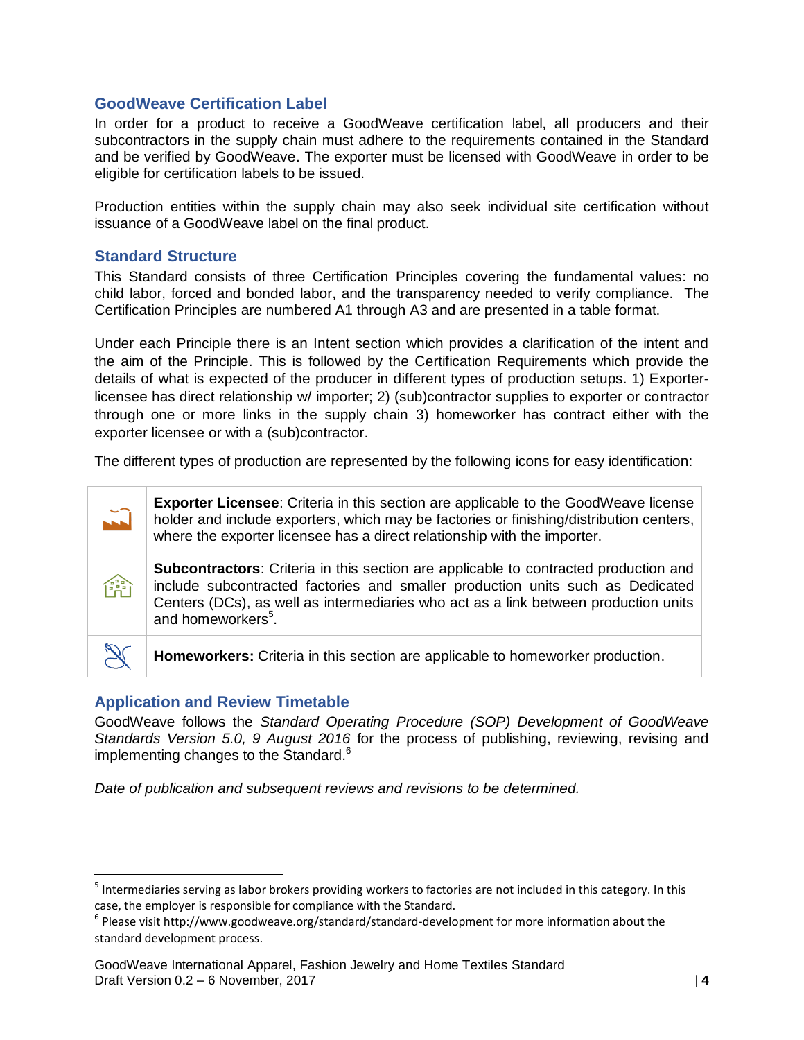## GoodWeave Certification Label

In order for a product to receive a GoodWeave certification label, all producers and their subcontractors in the supply chain must adhere to the requirements contained in the Standard and be verified by GoodWeave. The exporter must be licensed with GoodWeave in order to be eligible for certification labels to be issued.

Production entities within the supply chain may also seek individual site certification without issuance of a GoodWeave label on the final product.

## Standard Structure

This Standard consists of three Certification Principles covering the fundamental values: no child labor, forced and bonded labor, and the transparency needed to verify compliance. The Certification Principles are numbered A1 through A3 and are presented in a table format.

Under each Principle there is an Intent section which provides a clarification of the intent and the aim of the Principle. This is followed by the Certification Requirements which provide the details of what is expected of the producer in different types of production setups. 1) Exporter-licensee has direct relationship w/ importer; 2) (sub)contractor supplies to exporter or contractor through one or more links in the supply chain 3) homeworker has contract either with the exporter licensee or with a (sub)contractor.

The different types of production are represented by the following icons for easy identification:

| | |
|---|---|
| | **Exporter Licensee**: Criteria in this section are applicable to the GoodWeave license holder and include exporters, which may be factories or finishing/distribution centers, where the exporter licensee has a direct relationship with the importer. |
| | **Subcontractors**: Criteria in this section are applicable to contracted production and include subcontracted factories and smaller production units such as Dedicated Centers (DCs), as well as intermediaries who act as a link between production units and homeworkers[5]. |
| | **Homeworkers:** Criteria in this section are applicable to homeworker production. |

## Application and Review Timetable

GoodWeave follows the *Standard Operating Procedure (SOP) Development of GoodWeave Standards Version 5.0, 9 August 2016* for the process of publishing, reviewing, revising and implementing changes to the Standard.[6]

*Date of publication and subsequent reviews and revisions to be determined.*

---

[5] Intermediaries serving as labor brokers providing workers to factories are not included in this category. In this case, the employer is responsible for compliance with the Standard.

[6] Please visit http://www.goodweave.org/standard/standard-development for more information about the standard development process.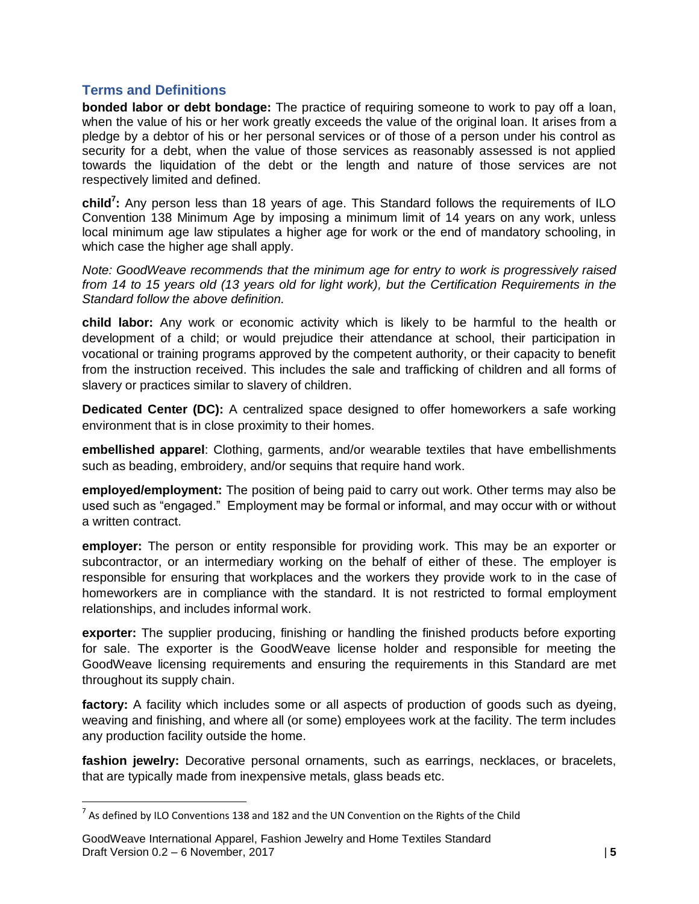## Terms and Definitions

**bonded labor or debt bondage:** The practice of requiring someone to work to pay off a loan, when the value of his or her work greatly exceeds the value of the original loan. It arises from a pledge by a debtor of his or her personal services or of those of a person under his control as security for a debt, when the value of those services as reasonably assessed is not applied towards the liquidation of the debt or the length and nature of those services are not respectively limited and defined.

**child[7]:** Any person less than 18 years of age. This Standard follows the requirements of ILO Convention 138 Minimum Age by imposing a minimum limit of 14 years on any work, unless local minimum age law stipulates a higher age for work or the end of mandatory schooling, in which case the higher age shall apply.

*Note: GoodWeave recommends that the minimum age for entry to work is progressively raised from 14 to 15 years old (13 years old for light work), but the Certification Requirements in the Standard follow the above definition.*

**child labor:** Any work or economic activity which is likely to be harmful to the health or development of a child; or would prejudice their attendance at school, their participation in vocational or training programs approved by the competent authority, or their capacity to benefit from the instruction received. This includes the sale and trafficking of children and all forms of slavery or practices similar to slavery of children.

**Dedicated Center (DC):** A centralized space designed to offer homeworkers a safe working environment that is in close proximity to their homes.

**embellished apparel**: Clothing, garments, and/or wearable textiles that have embellishments such as beading, embroidery, and/or sequins that require hand work.

**employed/employment:** The position of being paid to carry out work. Other terms may also be used such as "engaged." Employment may be formal or informal, and may occur with or without a written contract.

**employer:** The person or entity responsible for providing work. This may be an exporter or subcontractor, or an intermediary working on the behalf of either of these. The employer is responsible for ensuring that workplaces and the workers they provide work to in the case of homeworkers are in compliance with the standard. It is not restricted to formal employment relationships, and includes informal work.

**exporter:** The supplier producing, finishing or handling the finished products before exporting for sale. The exporter is the GoodWeave license holder and responsible for meeting the GoodWeave licensing requirements and ensuring the requirements in this Standard are met throughout its supply chain.

**factory:** A facility which includes some or all aspects of production of goods such as dyeing, weaving and finishing, and where all (or some) employees work at the facility. The term includes any production facility outside the home.

**fashion jewelry:** Decorative personal ornaments, such as earrings, necklaces, or bracelets, that are typically made from inexpensive metals, glass beads etc.

[7] As defined by ILO Conventions 138 and 182 and the UN Convention on the Rights of the Child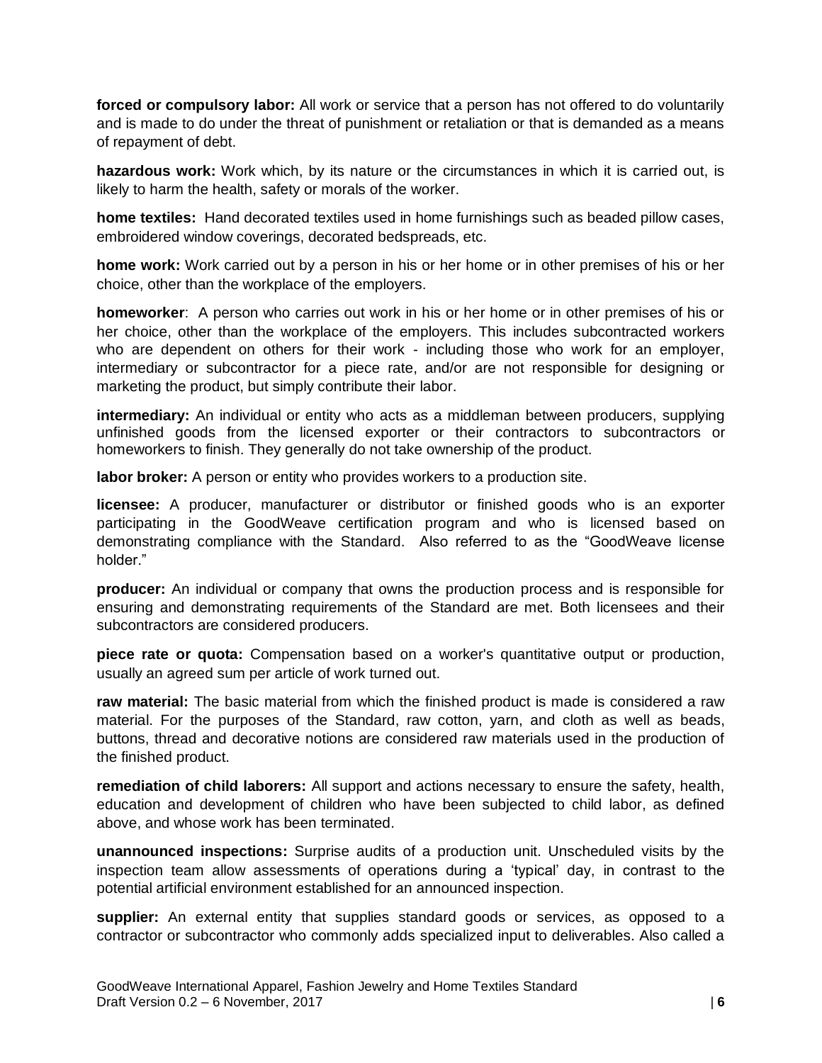**forced or compulsory labor:** All work or service that a person has not offered to do voluntarily and is made to do under the threat of punishment or retaliation or that is demanded as a means of repayment of debt.

**hazardous work:** Work which, by its nature or the circumstances in which it is carried out, is likely to harm the health, safety or morals of the worker.

**home textiles:** Hand decorated textiles used in home furnishings such as beaded pillow cases, embroidered window coverings, decorated bedspreads, etc.

**home work:** Work carried out by a person in his or her home or in other premises of his or her choice, other than the workplace of the employers.

**homeworker**: A person who carries out work in his or her home or in other premises of his or her choice, other than the workplace of the employers. This includes subcontracted workers who are dependent on others for their work - including those who work for an employer, intermediary or subcontractor for a piece rate, and/or are not responsible for designing or marketing the product, but simply contribute their labor.

**intermediary:** An individual or entity who acts as a middleman between producers, supplying unfinished goods from the licensed exporter or their contractors to subcontractors or homeworkers to finish. They generally do not take ownership of the product.

**labor broker:** A person or entity who provides workers to a production site.

**licensee:** A producer, manufacturer or distributor or finished goods who is an exporter participating in the GoodWeave certification program and who is licensed based on demonstrating compliance with the Standard. Also referred to as the "GoodWeave license holder."

**producer:** An individual or company that owns the production process and is responsible for ensuring and demonstrating requirements of the Standard are met. Both licensees and their subcontractors are considered producers.

**piece rate or quota:** Compensation based on a worker's quantitative output or production, usually an agreed sum per article of work turned out.

**raw material:** The basic material from which the finished product is made is considered a raw material. For the purposes of the Standard, raw cotton, yarn, and cloth as well as beads, buttons, thread and decorative notions are considered raw materials used in the production of the finished product.

**remediation of child laborers:** All support and actions necessary to ensure the safety, health, education and development of children who have been subjected to child labor, as defined above, and whose work has been terminated.

**unannounced inspections:** Surprise audits of a production unit. Unscheduled visits by the inspection team allow assessments of operations during a 'typical' day, in contrast to the potential artificial environment established for an announced inspection.

**supplier:** An external entity that supplies standard goods or services, as opposed to a contractor or subcontractor who commonly adds specialized input to deliverables. Also called a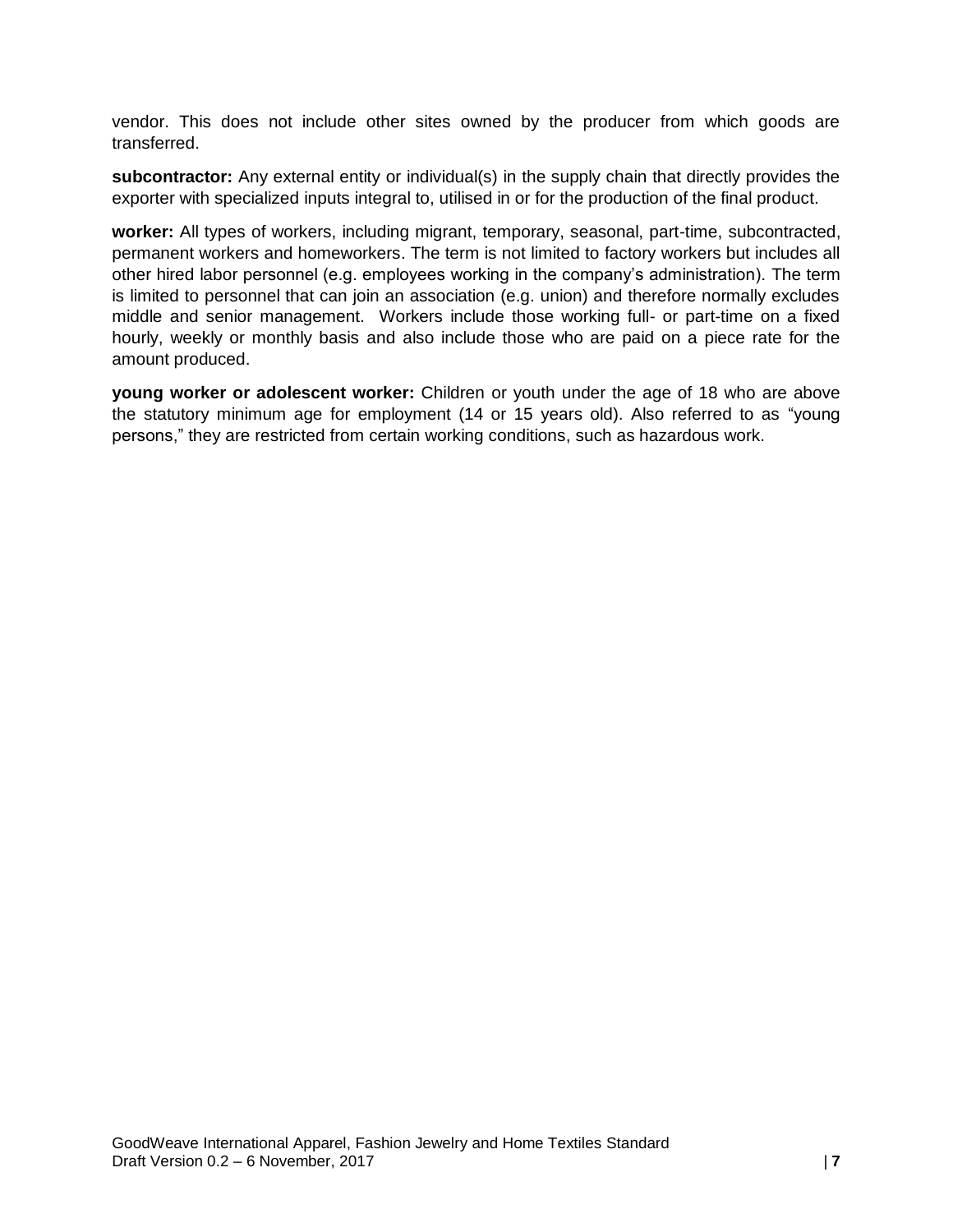vendor. This does not include other sites owned by the producer from which goods are transferred.

**subcontractor:** Any external entity or individual(s) in the supply chain that directly provides the exporter with specialized inputs integral to, utilised in or for the production of the final product.

**worker:** All types of workers, including migrant, temporary, seasonal, part-time, subcontracted, permanent workers and homeworkers. The term is not limited to factory workers but includes all other hired labor personnel (e.g. employees working in the company's administration). The term is limited to personnel that can join an association (e.g. union) and therefore normally excludes middle and senior management. Workers include those working full- or part-time on a fixed hourly, weekly or monthly basis and also include those who are paid on a piece rate for the amount produced.

**young worker or adolescent worker:** Children or youth under the age of 18 who are above the statutory minimum age for employment (14 or 15 years old). Also referred to as "young persons," they are restricted from certain working conditions, such as hazardous work.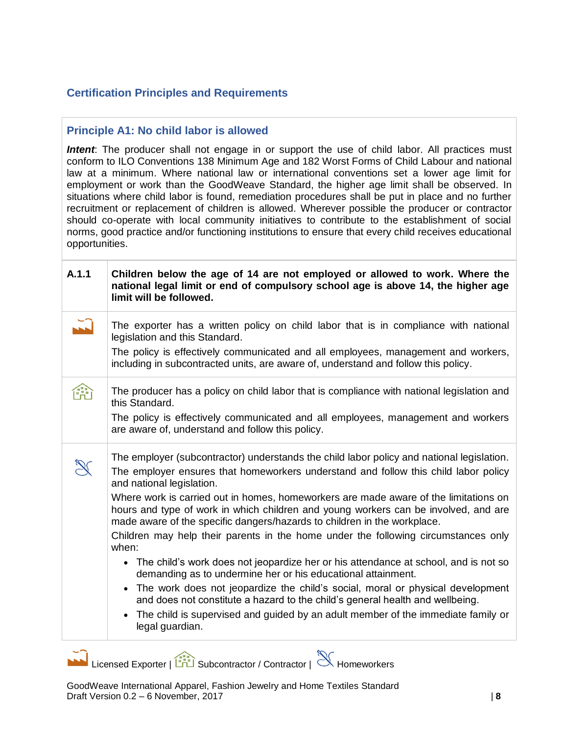## Certification Principles and Requirements

### Principle A1: No child labor is allowed

***Intent***: The producer shall not engage in or support the use of child labor. All practices must conform to ILO Conventions 138 Minimum Age and 182 Worst Forms of Child Labour and national law at a minimum. Where national law or international conventions set a lower age limit for employment or work than the GoodWeave Standard, the higher age limit shall be observed. In situations where child labor is found, remediation procedures shall be put in place and no further recruitment or replacement of children is allowed. Wherever possible the producer or contractor should co-operate with local community initiatives to contribute to the establishment of social norms, good practice and/or functioning institutions to ensure that every child receives educational opportunities.

| | |
|---|---|
| **A.1.1** | **Children below the age of 14 are not employed or allowed to work. Where the national legal limit or end of compulsory school age is above 14, the higher age limit will be followed.** |
| Licensed Exporter | The exporter has a written policy on child labor that is in compliance with national legislation and this Standard.<br>The policy is effectively communicated and all employees, management and workers, including in subcontracted units, are aware of, understand and follow this policy. |
| Subcontractor / Contractor | The producer has a policy on child labor that is compliance with national legislation and this Standard.<br>The policy is effectively communicated and all employees, management and workers are aware of, understand and follow this policy. |
| Homeworkers | The employer (subcontractor) understands the child labor policy and national legislation.<br>The employer ensures that homeworkers understand and follow this child labor policy and national legislation.<br>Where work is carried out in homes, homeworkers are made aware of the limitations on hours and type of work in which children and young workers can be involved, and are made aware of the specific dangers/hazards to children in the workplace.<br>Children may help their parents in the home under the following circumstances only when:<br>• The child's work does not jeopardize her or his attendance at school, and is not so demanding as to undermine her or his educational attainment.<br>• The work does not jeopardize the child's social, moral or physical development and does not constitute a hazard to the child's general health and wellbeing.<br>• The child is supervised and guided by an adult member of the immediate family or legal guardian. |

Licensed Exporter | Subcontractor / Contractor | Homeworkers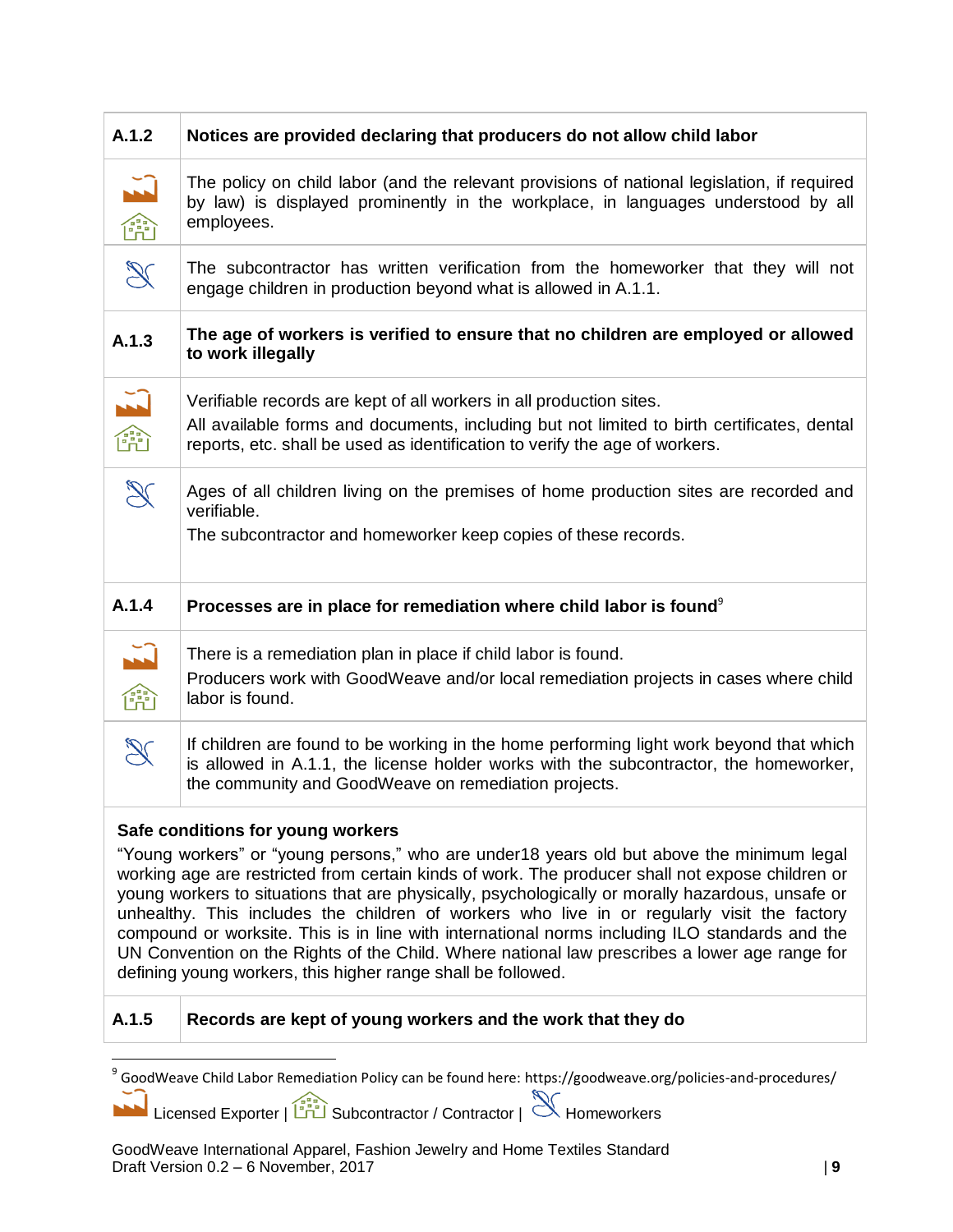| A.1.2 | **Notices are provided declaring that producers do not allow child labor** |
|---|---|
| Licensed Exporter / Subcontractor / Contractor | The policy on child labor (and the relevant provisions of national legislation, if required by law) is displayed prominently in the workplace, in languages understood by all employees. |
| Homeworkers | The subcontractor has written verification from the homeworker that they will not engage children in production beyond what is allowed in A.1.1. |
| **A.1.3** | **The age of workers is verified to ensure that no children are employed or allowed to work illegally** |
| Licensed Exporter / Subcontractor / Contractor | Verifiable records are kept of all workers in all production sites. All available forms and documents, including but not limited to birth certificates, dental reports, etc. shall be used as identification to verify the age of workers. |
| Homeworkers | Ages of all children living on the premises of home production sites are recorded and verifiable. The subcontractor and homeworker keep copies of these records. |
| **A.1.4** | **Processes are in place for remediation where child labor is found**[9] |
| Licensed Exporter / Subcontractor / Contractor | There is a remediation plan in place if child labor is found. Producers work with GoodWeave and/or local remediation projects in cases where child labor is found. |
| Homeworkers | If children are found to be working in the home performing light work beyond that which is allowed in A.1.1, the license holder works with the subcontractor, the homeworker, the community and GoodWeave on remediation projects. |

**Safe conditions for young workers**

"Young workers" or "young persons," who are under18 years old but above the minimum legal working age are restricted from certain kinds of work. The producer shall not expose children or young workers to situations that are physically, psychologically or morally hazardous, unsafe or unhealthy. This includes the children of workers who live in or regularly visit the factory compound or worksite. This is in line with international norms including ILO standards and the UN Convention on the Rights of the Child. Where national law prescribes a lower age range for defining young workers, this higher range shall be followed.

| A.1.5 | **Records are kept of young workers and the work that they do** |
|---|---|

[9] GoodWeave Child Labor Remediation Policy can be found here: https://goodweave.org/policies-and-procedures/

Licensed Exporter | Subcontractor / Contractor | Homeworkers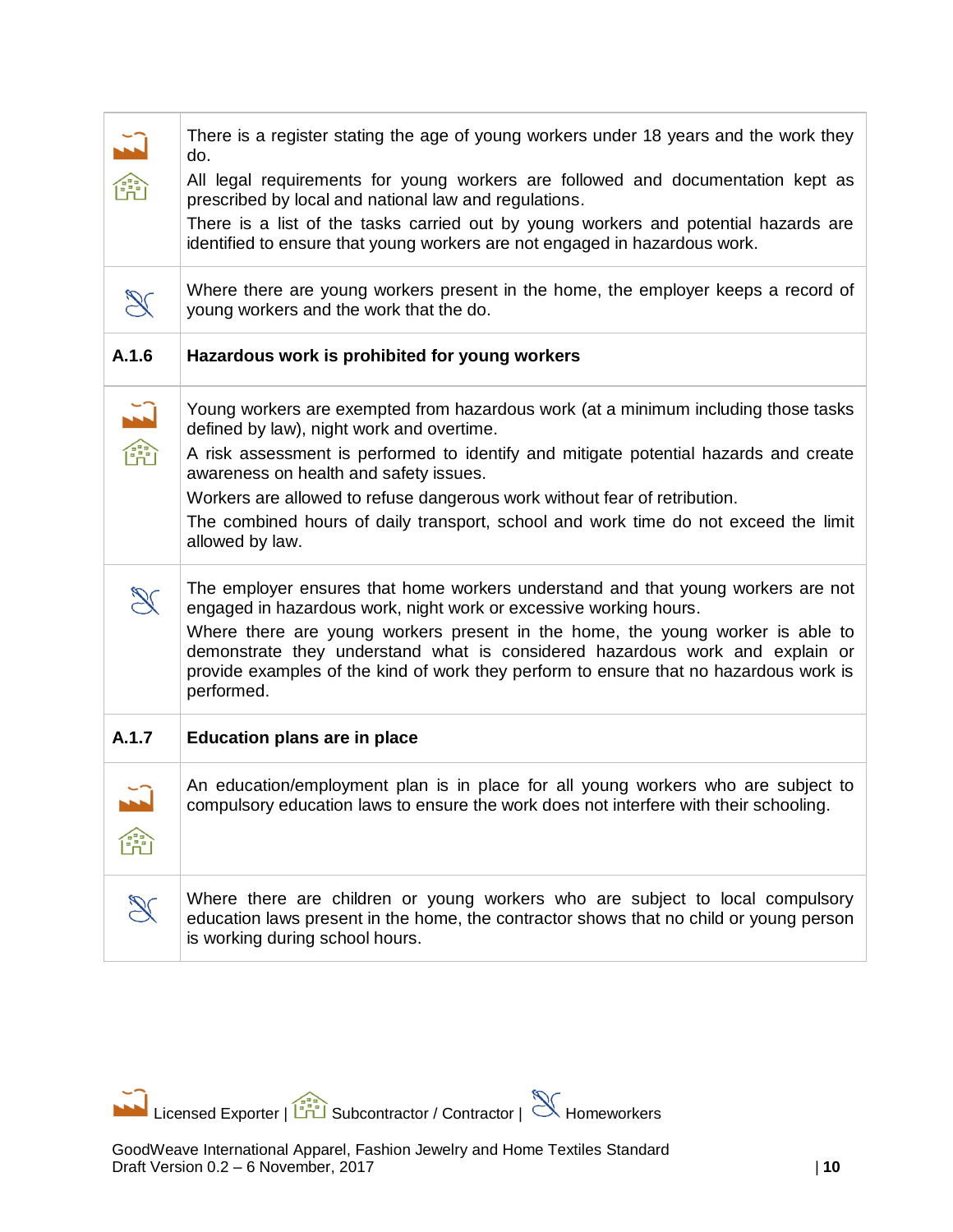| | |
|---|---|
| Licensed Exporter / Subcontractor / Contractor | There is a register stating the age of young workers under 18 years and the work they do.<br>All legal requirements for young workers are followed and documentation kept as prescribed by local and national law and regulations.<br>There is a list of the tasks carried out by young workers and potential hazards are identified to ensure that young workers are not engaged in hazardous work. |
| Homeworkers | Where there are young workers present in the home, the employer keeps a record of young workers and the work that the do. |
| **A.1.6** | **Hazardous work is prohibited for young workers** |
| Licensed Exporter / Subcontractor / Contractor | Young workers are exempted from hazardous work (at a minimum including those tasks defined by law), night work and overtime.<br>A risk assessment is performed to identify and mitigate potential hazards and create awareness on health and safety issues.<br>Workers are allowed to refuse dangerous work without fear of retribution.<br>The combined hours of daily transport, school and work time do not exceed the limit allowed by law. |
| Homeworkers | The employer ensures that home workers understand and that young workers are not engaged in hazardous work, night work or excessive working hours.<br>Where there are young workers present in the home, the young worker is able to demonstrate they understand what is considered hazardous work and explain or provide examples of the kind of work they perform to ensure that no hazardous work is performed. |
| **A.1.7** | **Education plans are in place** |
| Licensed Exporter / Subcontractor / Contractor | An education/employment plan is in place for all young workers who are subject to compulsory education laws to ensure the work does not interfere with their schooling. |
| Homeworkers | Where there are children or young workers who are subject to local compulsory education laws present in the home, the contractor shows that no child or young person is working during school hours. |

Licensed Exporter | Subcontractor / Contractor | Homeworkers

GoodWeave International Apparel, Fashion Jewelry and Home Textiles Standard
Draft Version 0.2 – 6 November, 2017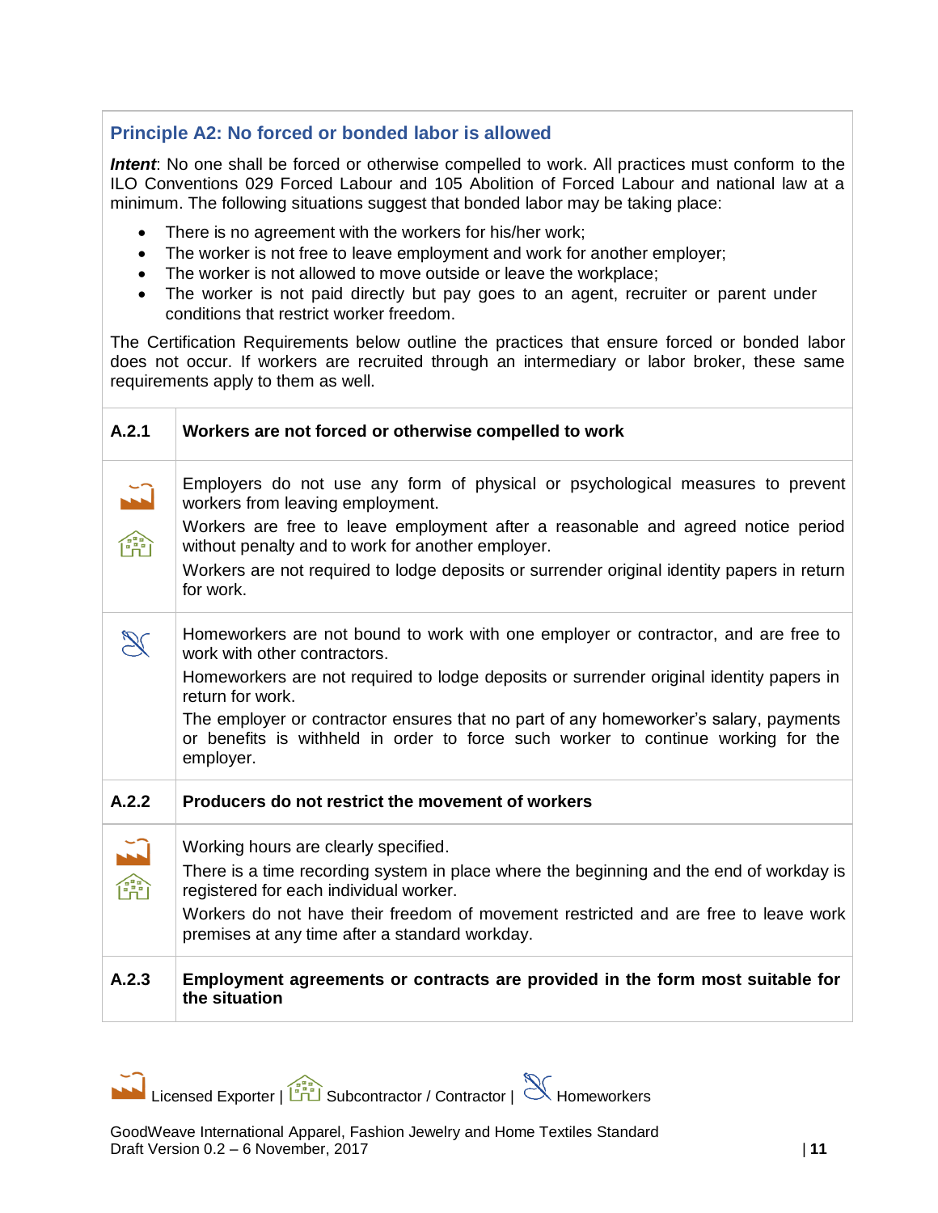## Principle A2: No forced or bonded labor is allowed

***Intent***: No one shall be forced or otherwise compelled to work. All practices must conform to the ILO Conventions 029 Forced Labour and 105 Abolition of Forced Labour and national law at a minimum. The following situations suggest that bonded labor may be taking place:

- There is no agreement with the workers for his/her work;
- The worker is not free to leave employment and work for another employer;
- The worker is not allowed to move outside or leave the workplace;
- The worker is not paid directly but pay goes to an agent, recruiter or parent under conditions that restrict worker freedom.

The Certification Requirements below outline the practices that ensure forced or bonded labor does not occur. If workers are recruited through an intermediary or labor broker, these same requirements apply to them as well.

| | |
|---|---|
| **A.2.1** | **Workers are not forced or otherwise compelled to work** |
| Licensed Exporter, Subcontractor / Contractor | Employers do not use any form of physical or psychological measures to prevent workers from leaving employment.<br>Workers are free to leave employment after a reasonable and agreed notice period without penalty and to work for another employer.<br>Workers are not required to lodge deposits or surrender original identity papers in return for work. |
| Homeworkers | Homeworkers are not bound to work with one employer or contractor, and are free to work with other contractors.<br>Homeworkers are not required to lodge deposits or surrender original identity papers in return for work.<br>The employer or contractor ensures that no part of any homeworker's salary, payments or benefits is withheld in order to force such worker to continue working for the employer. |
| **A.2.2** | **Producers do not restrict the movement of workers** |
| Licensed Exporter, Subcontractor / Contractor | Working hours are clearly specified.<br>There is a time recording system in place where the beginning and the end of workday is registered for each individual worker.<br>Workers do not have their freedom of movement restricted and are free to leave work premises at any time after a standard workday. |
| **A.2.3** | **Employment agreements or contracts are provided in the form most suitable for the situation** |

Licensed Exporter | Subcontractor / Contractor | Homeworkers

GoodWeave International Apparel, Fashion Jewelry and Home Textiles Standard
Draft Version 0.2 – 6 November, 2017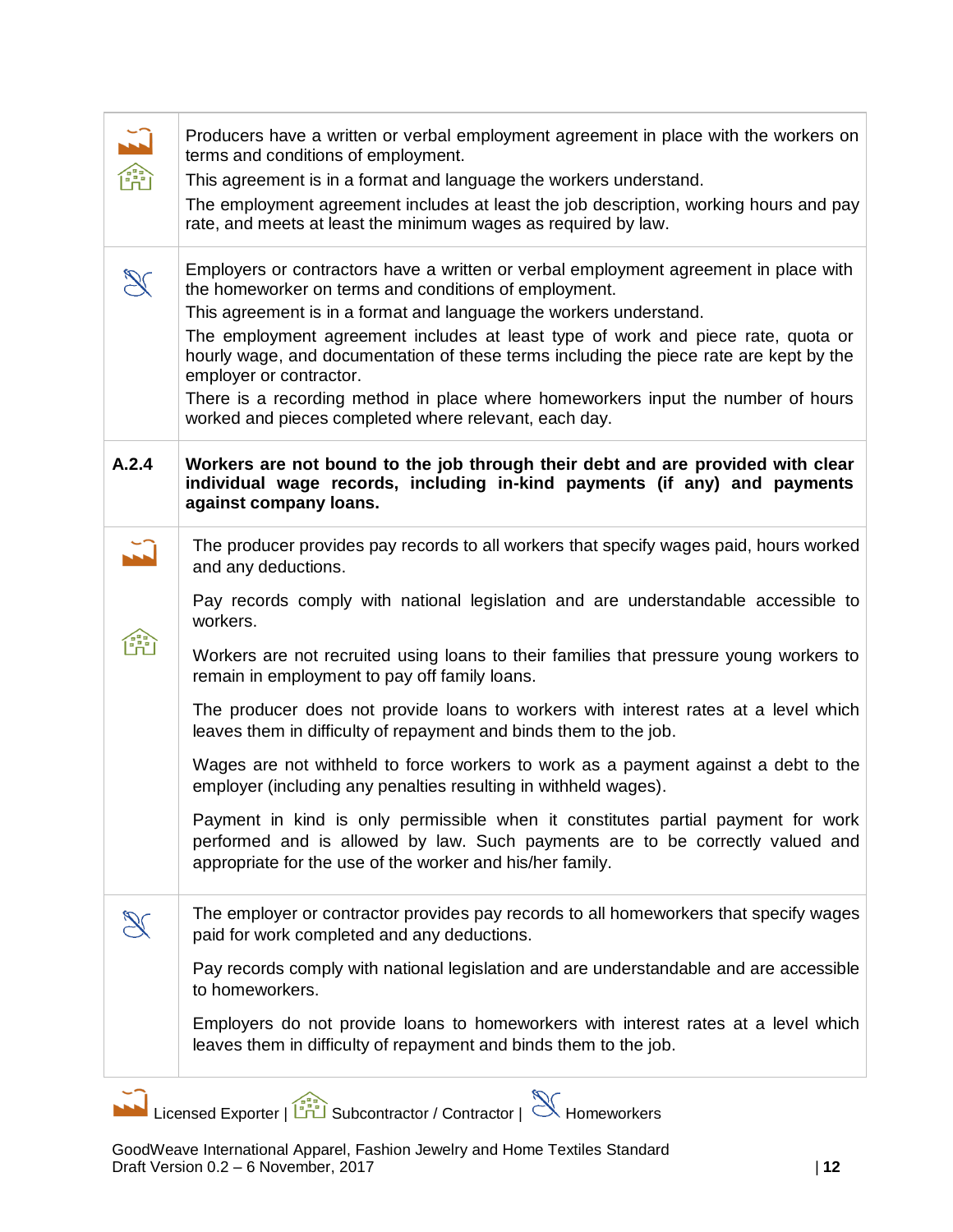| | |
|---|---|
| Licensed Exporter / Subcontractor / Contractor | Producers have a written or verbal employment agreement in place with the workers on terms and conditions of employment.<br>This agreement is in a format and language the workers understand.<br>The employment agreement includes at least the job description, working hours and pay rate, and meets at least the minimum wages as required by law. |
| Homeworkers | Employers or contractors have a written or verbal employment agreement in place with the homeworker on terms and conditions of employment.<br>This agreement is in a format and language the workers understand.<br>The employment agreement includes at least type of work and piece rate, quota or hourly wage, and documentation of these terms including the piece rate are kept by the employer or contractor.<br>There is a recording method in place where homeworkers input the number of hours worked and pieces completed where relevant, each day. |
| **A.2.4** | **Workers are not bound to the job through their debt and are provided with clear individual wage records, including in-kind payments (if any) and payments against company loans.** |
| Licensed Exporter / Subcontractor / Contractor | The producer provides pay records to all workers that specify wages paid, hours worked and any deductions.<br>Pay records comply with national legislation and are understandable accessible to workers.<br>Workers are not recruited using loans to their families that pressure young workers to remain in employment to pay off family loans.<br>The producer does not provide loans to workers with interest rates at a level which leaves them in difficulty of repayment and binds them to the job.<br>Wages are not withheld to force workers to work as a payment against a debt to the employer (including any penalties resulting in withheld wages).<br>Payment in kind is only permissible when it constitutes partial payment for work performed and is allowed by law. Such payments are to be correctly valued and appropriate for the use of the worker and his/her family. |
| Homeworkers | The employer or contractor provides pay records to all homeworkers that specify wages paid for work completed and any deductions.<br>Pay records comply with national legislation and are understandable and are accessible to homeworkers.<br>Employers do not provide loans to homeworkers with interest rates at a level which leaves them in difficulty of repayment and binds them to the job. |

Licensed Exporter | Subcontractor / Contractor | Homeworkers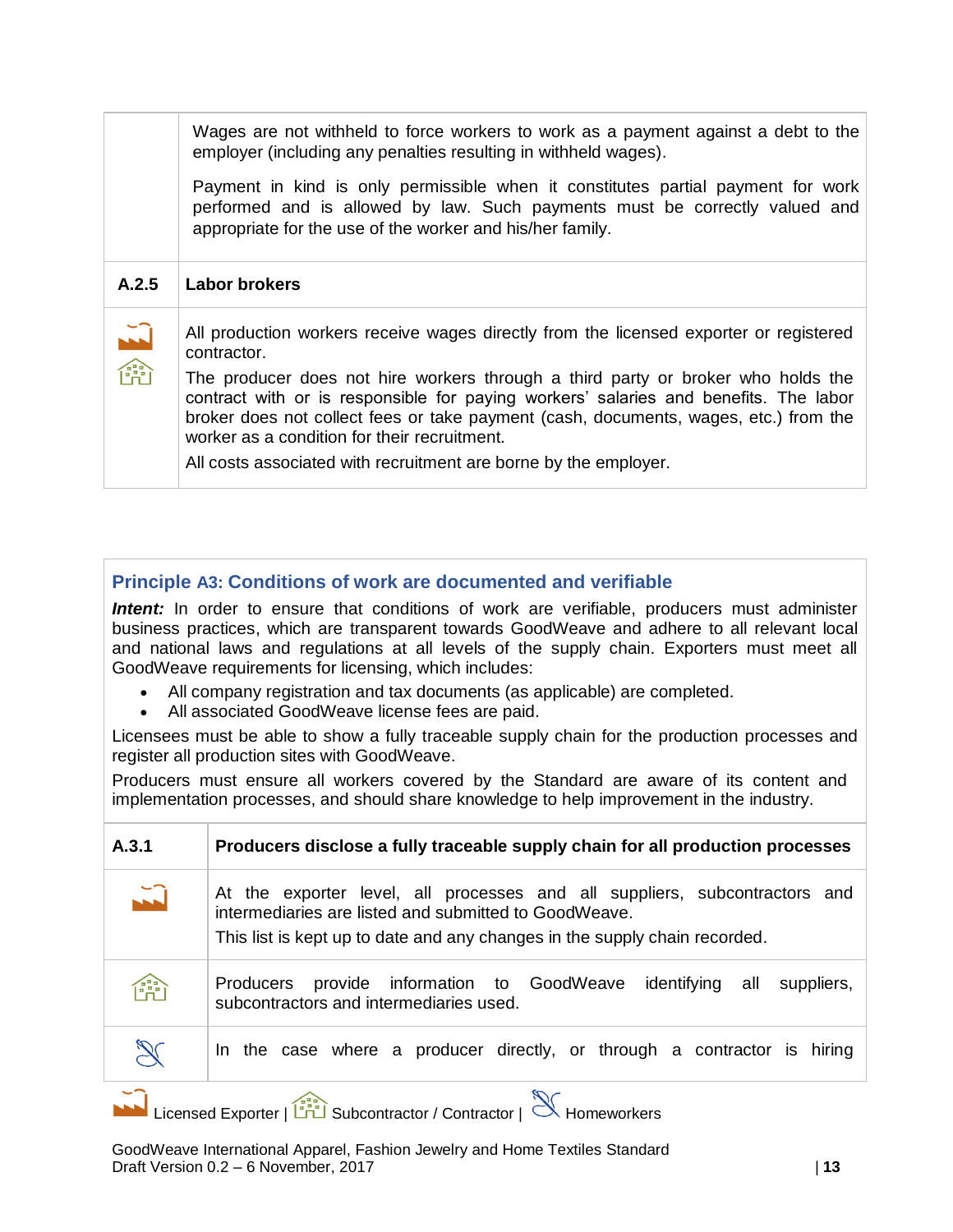|  |  |
|---|---|
|  | Wages are not withheld to force workers to work as a payment against a debt to the employer (including any penalties resulting in withheld wages).<br><br>Payment in kind is only permissible when it constitutes partial payment for work performed and is allowed by law. Such payments must be correctly valued and appropriate for the use of the worker and his/her family. |
| **A.2.5** | **Labor brokers** |
| Licensed Exporter, Subcontractor / Contractor | All production workers receive wages directly from the licensed exporter or registered contractor.<br><br>The producer does not hire workers through a third party or broker who holds the contract with or is responsible for paying workers' salaries and benefits. The labor broker does not collect fees or take payment (cash, documents, wages, etc.) from the worker as a condition for their recruitment.<br><br>All costs associated with recruitment are borne by the employer. |

## Principle A3: Conditions of work are documented and verifiable

***Intent:*** In order to ensure that conditions of work are verifiable, producers must administer business practices, which are transparent towards GoodWeave and adhere to all relevant local and national laws and regulations at all levels of the supply chain. Exporters must meet all GoodWeave requirements for licensing, which includes:

- All company registration and tax documents (as applicable) are completed.
- All associated GoodWeave license fees are paid.

Licensees must be able to show a fully traceable supply chain for the production processes and register all production sites with GoodWeave.

Producers must ensure all workers covered by the Standard are aware of its content and implementation processes, and should share knowledge to help improvement in the industry.

|  |  |
|---|---|
| **A.3.1** | **Producers disclose a fully traceable supply chain for all production processes** |
| Licensed Exporter | At the exporter level, all processes and all suppliers, subcontractors and intermediaries are listed and submitted to GoodWeave.<br><br>This list is kept up to date and any changes in the supply chain recorded. |
| Subcontractor / Contractor | Producers provide information to GoodWeave identifying all suppliers, subcontractors and intermediaries used. |
| Homeworkers | In the case where a producer directly, or through a contractor is hiring |

Licensed Exporter | Subcontractor / Contractor | Homeworkers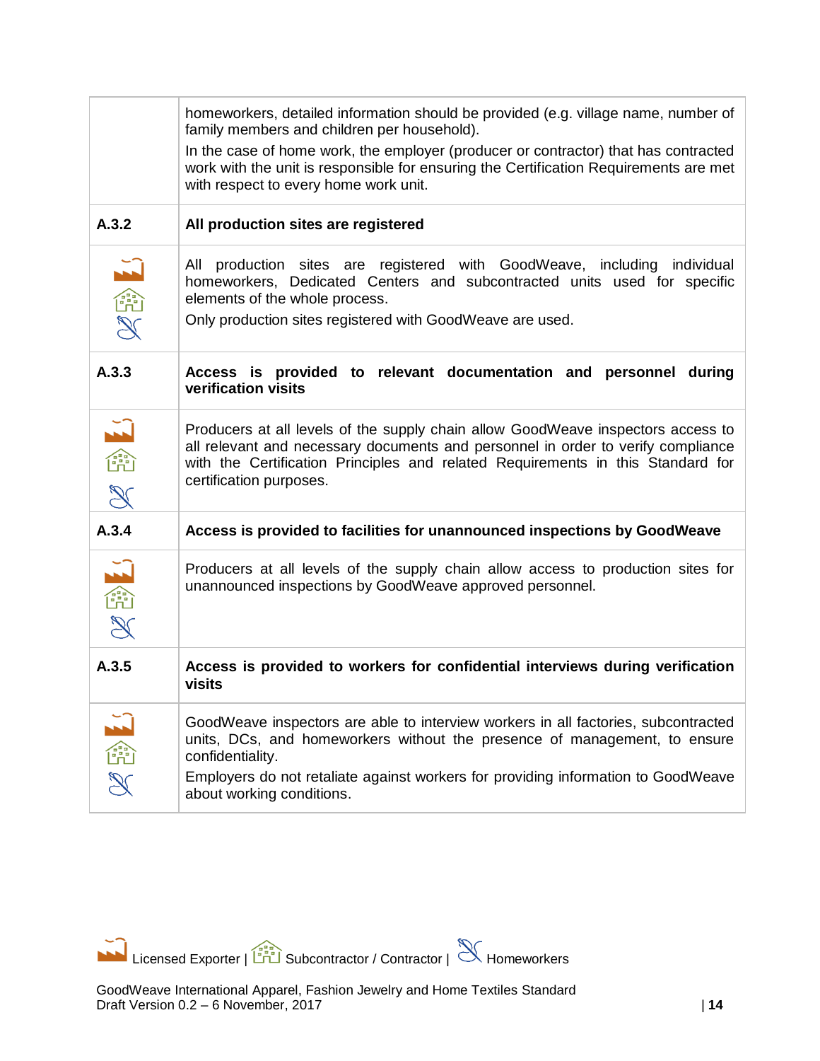| | |
|---|---|
| | homeworkers, detailed information should be provided (e.g. village name, number of family members and children per household).<br>In the case of home work, the employer (producer or contractor) that has contracted work with the unit is responsible for ensuring the Certification Requirements are met with respect to every home work unit. |
| **A.3.2** | **All production sites are registered** |
| | All production sites are registered with GoodWeave, including individual homeworkers, Dedicated Centers and subcontracted units used for specific elements of the whole process.<br>Only production sites registered with GoodWeave are used. |
| **A.3.3** | **Access is provided to relevant documentation and personnel during verification visits** |
| | Producers at all levels of the supply chain allow GoodWeave inspectors access to all relevant and necessary documents and personnel in order to verify compliance with the Certification Principles and related Requirements in this Standard for certification purposes. |
| **A.3.4** | **Access is provided to facilities for unannounced inspections by GoodWeave** |
| | Producers at all levels of the supply chain allow access to production sites for unannounced inspections by GoodWeave approved personnel. |
| **A.3.5** | **Access is provided to workers for confidential interviews during verification visits** |
| | GoodWeave inspectors are able to interview workers in all factories, subcontracted units, DCs, and homeworkers without the presence of management, to ensure confidentiality.<br>Employers do not retaliate against workers for providing information to GoodWeave about working conditions. |

Licensed Exporter | Subcontractor / Contractor | Homeworkers